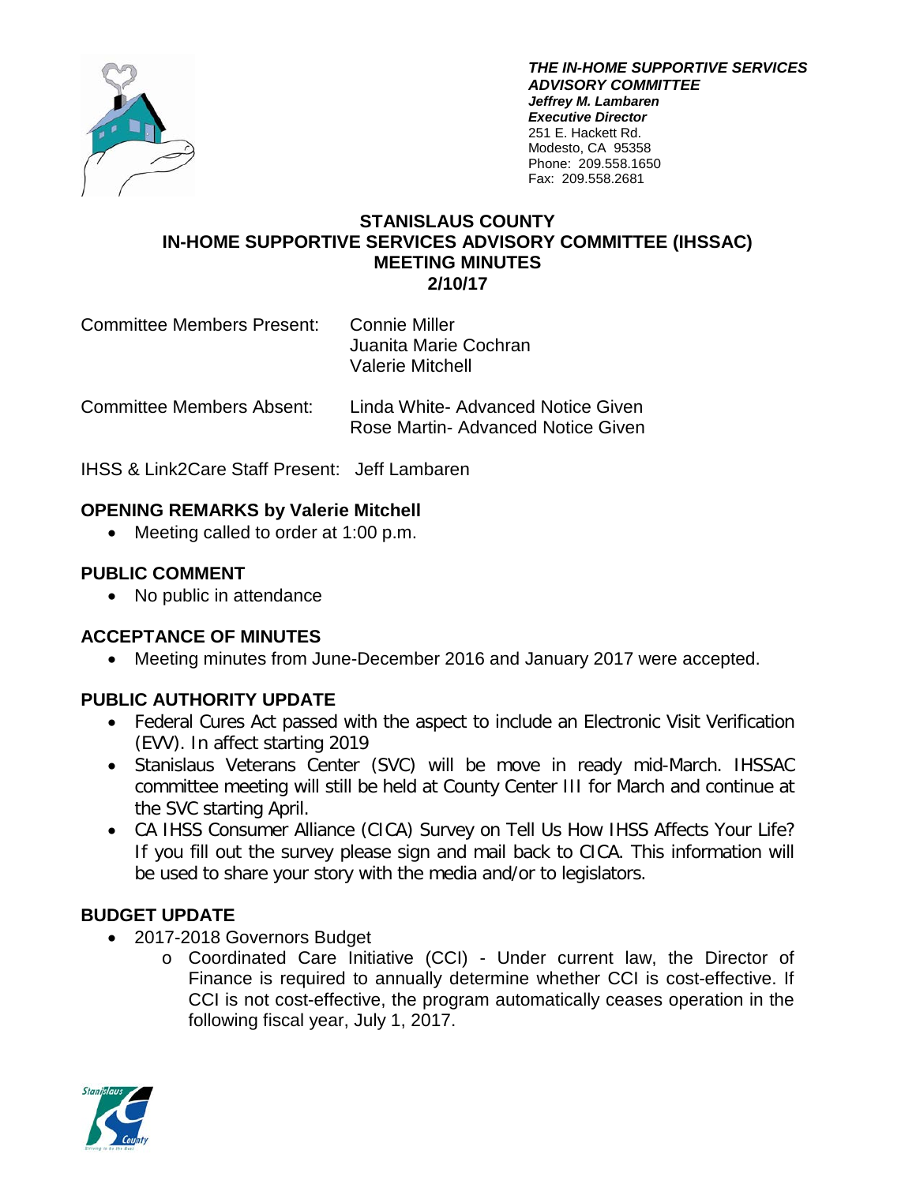***THE IN-HOME SUPPORTIVE SERVICES ADVISORY COMMITTEE***
***Jeffrey M. Lambaren***
***Executive Director***
251 E. Hackett Rd.
Modesto, CA 95358
Phone: 209.558.1650
Fax: 209.558.2681

# STANISLAUS COUNTY IN-HOME SUPPORTIVE SERVICES ADVISORY COMMITTEE (IHSSAC) MEETING MINUTES 2/10/17

Committee Members Present: Connie Miller
Juanita Marie Cochran
Valerie Mitchell

Committee Members Absent: Linda White- Advanced Notice Given
Rose Martin- Advanced Notice Given

IHSS & Link2Care Staff Present: Jeff Lambaren

## OPENING REMARKS by Valerie Mitchell

- Meeting called to order at 1:00 p.m.

## PUBLIC COMMENT

- No public in attendance

## ACCEPTANCE OF MINUTES

- Meeting minutes from June-December 2016 and January 2017 were accepted.

## PUBLIC AUTHORITY UPDATE

- Federal Cures Act passed with the aspect to include an Electronic Visit Verification (EVV). In affect starting 2019
- Stanislaus Veterans Center (SVC) will be move in ready mid-March. IHSSAC committee meeting will still be held at County Center III for March and continue at the SVC starting April.
- CA IHSS Consumer Alliance (CICA) Survey on Tell Us How IHSS Affects Your Life? If you fill out the survey please sign and mail back to CICA. This information will be used to share your story with the media and/or to legislators.

## BUDGET UPDATE

- 2017-2018 Governors Budget
  - Coordinated Care Initiative (CCI) - Under current law, the Director of Finance is required to annually determine whether CCI is cost-effective. If CCI is not cost-effective, the program automatically ceases operation in the following fiscal year, July 1, 2017.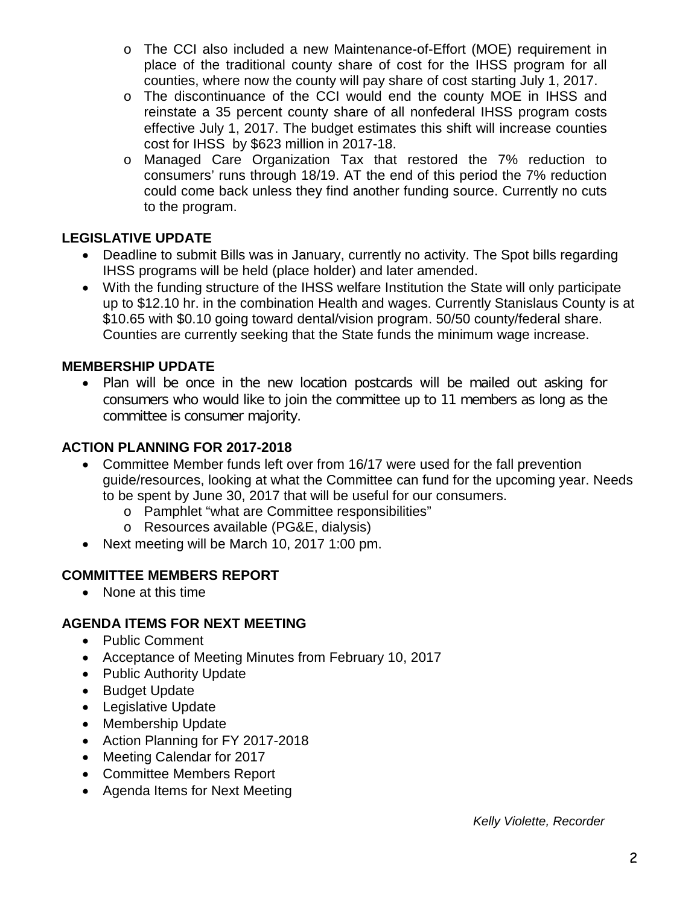- The CCI also included a new Maintenance-of-Effort (MOE) requirement in place of the traditional county share of cost for the IHSS program for all counties, where now the county will pay share of cost starting July 1, 2017.
  - The discontinuance of the CCI would end the county MOE in IHSS and reinstate a 35 percent county share of all nonfederal IHSS program costs effective July 1, 2017. The budget estimates this shift will increase counties cost for IHSS by $623 million in 2017-18.
  - Managed Care Organization Tax that restored the 7% reduction to consumers' runs through 18/19. AT the end of this period the 7% reduction could come back unless they find another funding source. Currently no cuts to the program.

**LEGISLATIVE UPDATE**

- Deadline to submit Bills was in January, currently no activity. The Spot bills regarding IHSS programs will be held (place holder) and later amended.
- With the funding structure of the IHSS welfare Institution the State will only participate up to $12.10 hr. in the combination Health and wages. Currently Stanislaus County is at $10.65 with $0.10 going toward dental/vision program. 50/50 county/federal share. Counties are currently seeking that the State funds the minimum wage increase.

**MEMBERSHIP UPDATE**

- Plan will be once in the new location postcards will be mailed out asking for consumers who would like to join the committee up to 11 members as long as the committee is consumer majority.

**ACTION PLANNING FOR 2017-2018**

- Committee Member funds left over from 16/17 were used for the fall prevention guide/resources, looking at what the Committee can fund for the upcoming year. Needs to be spent by June 30, 2017 that will be useful for our consumers.
  - Pamphlet "what are Committee responsibilities"
  - Resources available (PG&E, dialysis)
- Next meeting will be March 10, 2017 1:00 pm.

**COMMITTEE MEMBERS REPORT**

- None at this time

**AGENDA ITEMS FOR NEXT MEETING**

- Public Comment
- Acceptance of Meeting Minutes from February 10, 2017
- Public Authority Update
- Budget Update
- Legislative Update
- Membership Update
- Action Planning for FY 2017-2018
- Meeting Calendar for 2017
- Committee Members Report
- Agenda Items for Next Meeting

*Kelly Violette, Recorder*